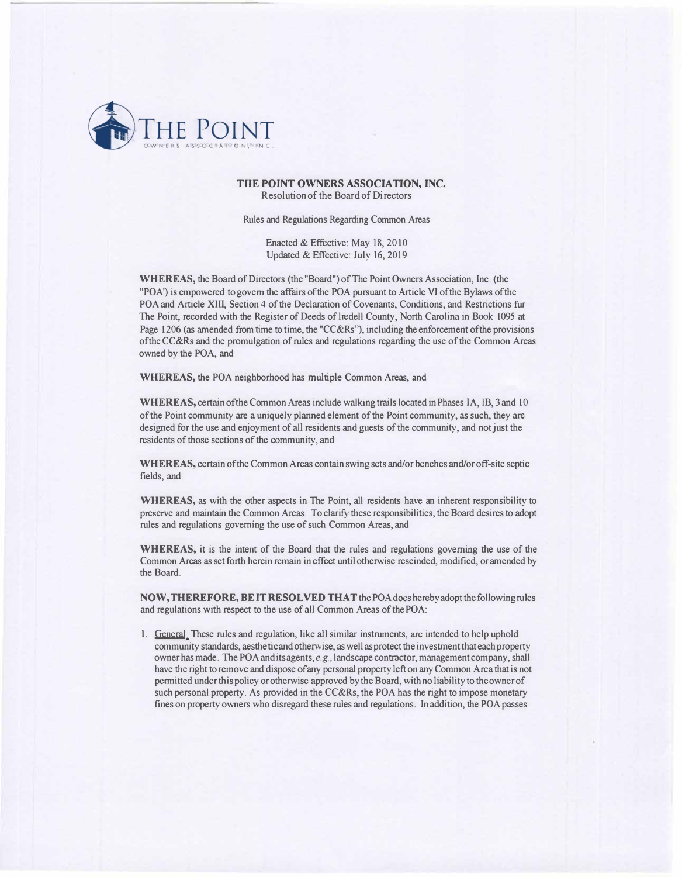THE POINT
OWNERS ASSOCIATION, INC.

**THE POINT OWNERS ASSOCIATION, INC.**
Resolution of the Board of Directors

Rules and Regulations Regarding Common Areas

Enacted & Effective: May 18, 2010
Updated & Effective: July 16, 2019

**WHEREAS,** the Board of Directors (the "Board") of The Point Owners Association, Inc. (the "POA') is empowered to govern the affairs of the POA pursuant to Article VI of the Bylaws of the POA and Article XIII, Section 4 of the Declaration of Covenants, Conditions, and Restrictions fur The Point, recorded with the Register of Deeds of Iredell County, North Carolina in Book 1095 at Page 1206 (as amended from time to time, the "CC&Rs"), including the enforcement of the provisions of the CC&Rs and the promulgation of rules and regulations regarding the use of the Common Areas owned by the POA, and

**WHEREAS,** the POA neighborhood has multiple Common Areas, and

**WHEREAS,** certain of the Common Areas include walking trails located in Phases IA, IB, 3 and 10 of the Point community are a uniquely planned element of the Point community, as such, they are designed for the use and enjoyment of all residents and guests of the community, and not just the residents of those sections of the community, and

**WHEREAS,** certain of the Common Areas contain swing sets and/or benches and/or off-site septic fields, and

**WHEREAS,** as with the other aspects in The Point, all residents have an inherent responsibility to preserve and maintain the Common Areas. To clarify these responsibilities, the Board desires to adopt rules and regulations governing the use of such Common Areas, and

**WHEREAS,** it is the intent of the Board that the rules and regulations governing the use of the Common Areas as set forth herein remain in effect until otherwise rescinded, modified, or amended by the Board.

**NOW, THEREFORE, BE IT RESOLVED THAT** the POA does hereby adopt the following rules and regulations with respect to the use of all Common Areas of the POA:

1. General. These rules and regulation, like all similar instruments, are intended to help uphold community standards, aesthetic and otherwise, as well as protect the investment that each property owner has made. The POA and its agents, *e.g.*, landscape contractor, management company, shall have the right to remove and dispose of any personal property left on any Common Area that is not permitted under this policy or otherwise approved by the Board, with no liability to the owner of such personal property. As provided in the CC&Rs, the POA has the right to impose monetary fines on property owners who disregard these rules and regulations. In addition, the POA passes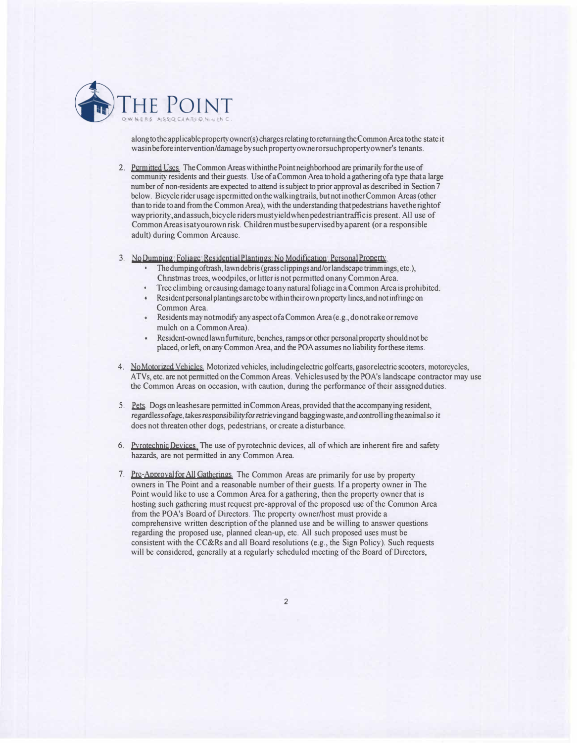along to the applicable property owner(s) charges relating to returning the Common Area to the state it was in before intervention/damage by such property owner or such property owner's tenants.

2. Permitted Uses. The Common Areas within the Point neighborhood are primarily for the use of community residents and their guests. Use of a Common Area to hold a gathering of a type that a large number of non-residents are expected to attend is subject to prior approval as described in Section 7 below. Bicycle rider usage is permitted on the walking trails, but not in other Common Areas (other than to ride to and from the Common Area), with the understanding that pedestrians have the right of way priority, and as such, bicycle riders must yield when pedestrian traffic is present. All use of Common Areas is at your own risk. Children must be supervised by a parent (or a responsible adult) during Common Area use.

3. No Dumping; Foliage; Residential Plantings; No Modification; Personal Property.
   - The dumping of trash, lawn debris (grass clippings and/or landscape trimmings, etc.), Christmas trees, woodpiles, or litter is not permitted on any Common Area.
   - Tree climbing or causing damage to any natural foliage in a Common Area is prohibited.
   - Resident personal plantings are to be within their own property lines, and not infringe on Common Area.
   - Residents may not modify any aspect of a Common Area (e.g., do not rake or remove mulch on a Common Area).
   - Resident-owned lawn furniture, benches, ramps or other personal property should not be placed, or left, on any Common Area, and the POA assumes no liability for these items.

4. No Motorized Vehicles. Motorized vehicles, including electric golf carts, gas or electric scooters, motorcycles, ATVs, etc. are not permitted on the Common Areas. Vehicles used by the POA's landscape contractor may use the Common Areas on occasion, with caution, during the performance of their assigned duties.

5. Pets. Dogs on leashes are permitted in Common Areas, provided that the accompanying resident, regardless of age, takes responsibility for retrieving and bagging waste, and controlling the animal so it does not threaten other dogs, pedestrians, or create a disturbance.

6. Pyrotechnic Devices. The use of pyrotechnic devices, all of which are inherent fire and safety hazards, are not permitted in any Common Area.

7. Pre-Approval for All Gatherings. The Common Areas are primarily for use by property owners in The Point and a reasonable number of their guests. If a property owner in The Point would like to use a Common Area for a gathering, then the property owner that is hosting such gathering must request pre-approval of the proposed use of the Common Area from the POA's Board of Directors. The property owner/host must provide a comprehensive written description of the planned use and be willing to answer questions regarding the proposed use, planned clean-up, etc. All such proposed uses must be consistent with the CC&Rs and all Board resolutions (e.g., the Sign Policy). Such requests will be considered, generally at a regularly scheduled meeting of the Board of Directors,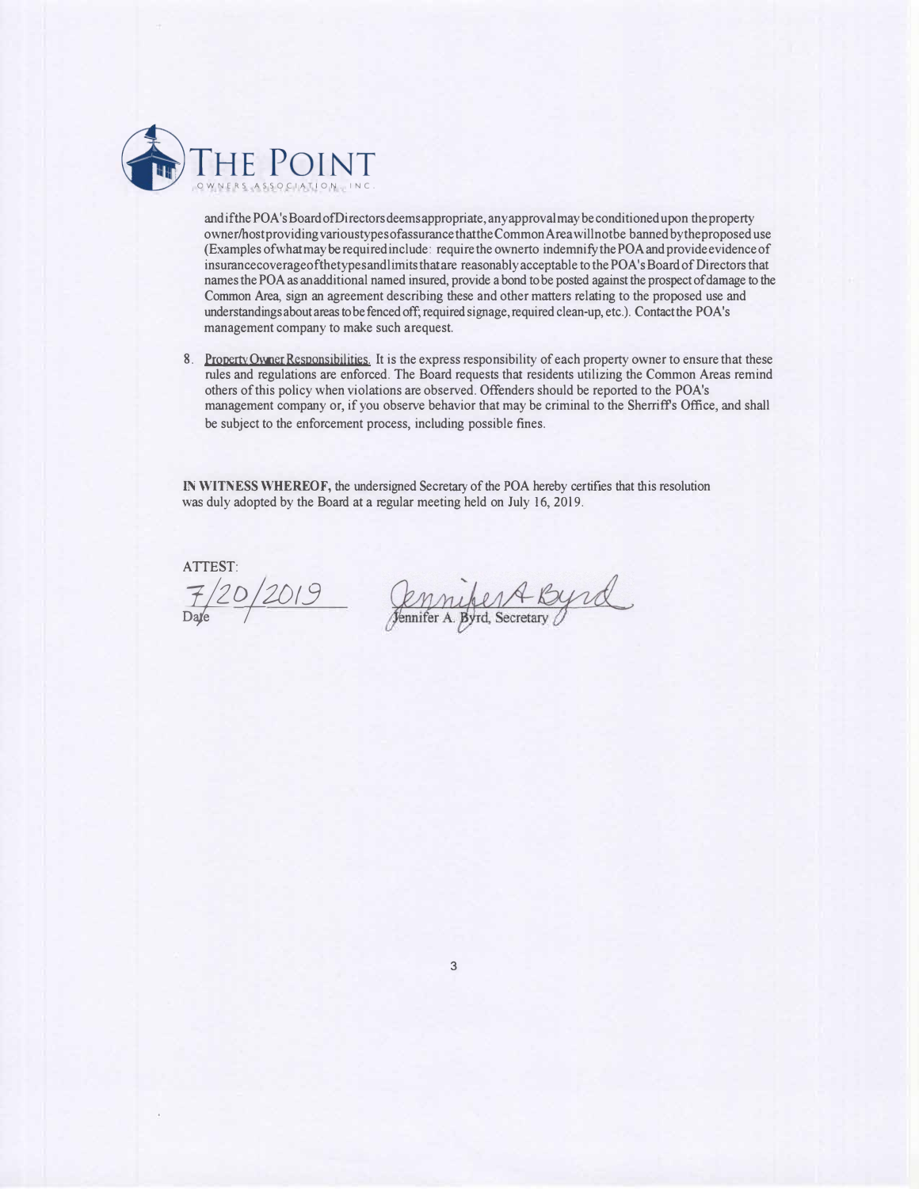THE POINT

OWNERS ASSOCIATION, INC.

and if the POA's Board of Directors deems appropriate, any approval may be conditioned upon the property owner/host providing various types of assurance that the Common Area will not be banned by the proposed use (Examples of what may be required include: require the owner to indemnify the POA and provide evidence of insurance coverage of the types and limits that are reasonably acceptable to the POA's Board of Directors that names the POA as an additional named insured, provide a bond to be posted against the prospect of damage to the Common Area, sign an agreement describing these and other matters relating to the proposed use and understandings about areas to be fenced off; required signage, required clean-up, etc.). Contact the POA's management company to make such a request.

8. Property Owner Responsibilities. It is the express responsibility of each property owner to ensure that these rules and regulations are enforced. The Board requests that residents utilizing the Common Areas remind others of this policy when violations are observed. Offenders should be reported to the POA's management company or, if you observe behavior that may be criminal to the Sherriff's Office, and shall be subject to the enforcement process, including possible fines.

**IN WITNESS WHEREOF,** the undersigned Secretary of the POA hereby certifies that this resolution was duly adopted by the Board at a regular meeting held on July 16, 2019.

ATTEST:

7/20/2019
Date

Jennifer A. Byrd
Jennifer A. Byrd, Secretary